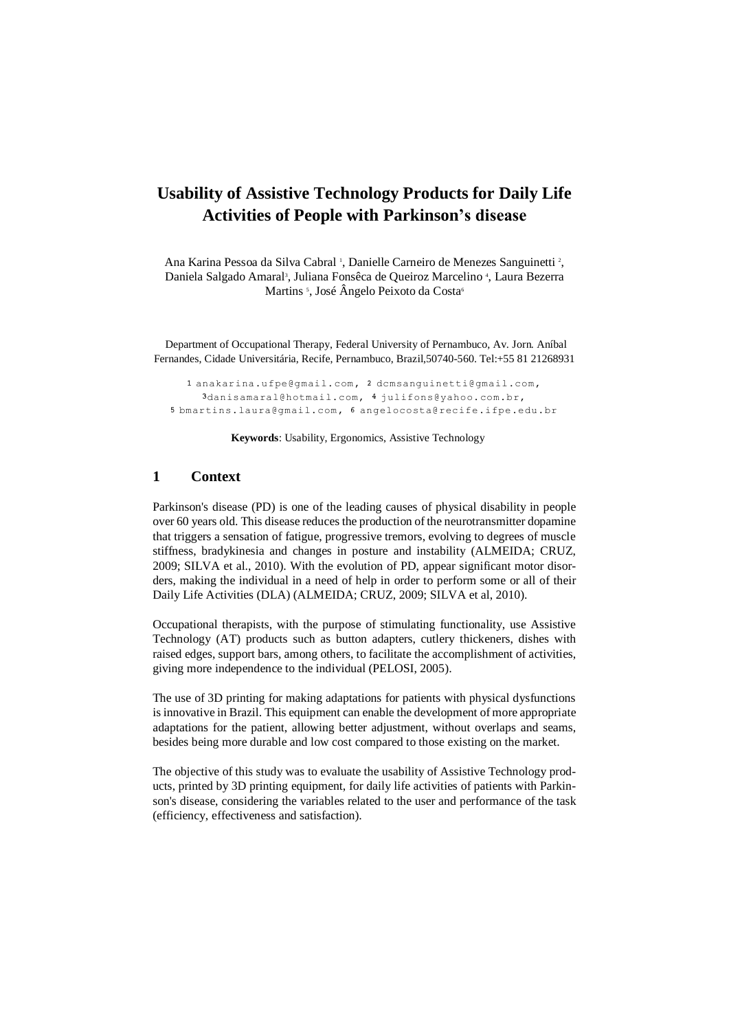# Usability of Assistive Technology Products for Daily Life Activities of People with Parkinson's disease

Ana Karina Pessoa da Silva Cabral [1], Danielle Carneiro de Menezes Sanguinetti [2], Daniela Salgado Amaral[3], Juliana Fonsêca de Queiroz Marcelino [4], Laura Bezerra Martins [5], José Ângelo Peixoto da Costa[6]

Department of Occupational Therapy, Federal University of Pernambuco, Av. Jorn. Aníbal Fernandes, Cidade Universitária, Recife, Pernambuco, Brazil,50740-560. Tel:+55 81 21268931

[1] anakarina.ufpe@gmail.com, [2] dcmsanguinetti@gmail.com, [3]danisamaral@hotmail.com, [4] julifons@yahoo.com.br, [5] bmartins.laura@gmail.com, [6] angelocosta@recife.ifpe.edu.br

**Keywords**: Usability, Ergonomics, Assistive Technology

## 1 Context

Parkinson's disease (PD) is one of the leading causes of physical disability in people over 60 years old. This disease reduces the production of the neurotransmitter dopamine that triggers a sensation of fatigue, progressive tremors, evolving to degrees of muscle stiffness, bradykinesia and changes in posture and instability (ALMEIDA; CRUZ, 2009; SILVA et al., 2010). With the evolution of PD, appear significant motor disorders, making the individual in a need of help in order to perform some or all of their Daily Life Activities (DLA) (ALMEIDA; CRUZ, 2009; SILVA et al, 2010).

Occupational therapists, with the purpose of stimulating functionality, use Assistive Technology (AT) products such as button adapters, cutlery thickeners, dishes with raised edges, support bars, among others, to facilitate the accomplishment of activities, giving more independence to the individual (PELOSI, 2005).

The use of 3D printing for making adaptations for patients with physical dysfunctions is innovative in Brazil. This equipment can enable the development of more appropriate adaptations for the patient, allowing better adjustment, without overlaps and seams, besides being more durable and low cost compared to those existing on the market.

The objective of this study was to evaluate the usability of Assistive Technology products, printed by 3D printing equipment, for daily life activities of patients with Parkinson's disease, considering the variables related to the user and performance of the task (efficiency, effectiveness and satisfaction).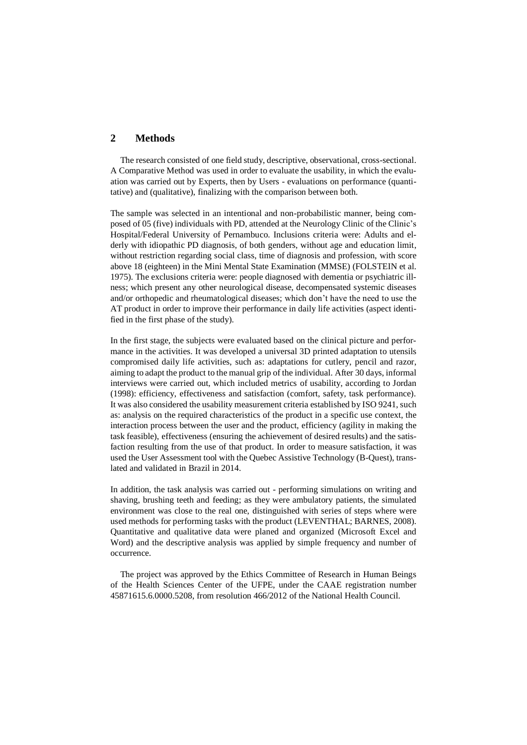## 2 Methods

The research consisted of one field study, descriptive, observational, cross-sectional. A Comparative Method was used in order to evaluate the usability, in which the evaluation was carried out by Experts, then by Users - evaluations on performance (quantitative) and (qualitative), finalizing with the comparison between both.

The sample was selected in an intentional and non-probabilistic manner, being composed of 05 (five) individuals with PD, attended at the Neurology Clinic of the Clinic's Hospital/Federal University of Pernambuco. Inclusions criteria were: Adults and elderly with idiopathic PD diagnosis, of both genders, without age and education limit, without restriction regarding social class, time of diagnosis and profession, with score above 18 (eighteen) in the Mini Mental State Examination (MMSE) (FOLSTEIN et al. 1975). The exclusions criteria were: people diagnosed with dementia or psychiatric illness; which present any other neurological disease, decompensated systemic diseases and/or orthopedic and rheumatological diseases; which don't have the need to use the AT product in order to improve their performance in daily life activities (aspect identified in the first phase of the study).

In the first stage, the subjects were evaluated based on the clinical picture and performance in the activities. It was developed a universal 3D printed adaptation to utensils compromised daily life activities, such as: adaptations for cutlery, pencil and razor, aiming to adapt the product to the manual grip of the individual. After 30 days, informal interviews were carried out, which included metrics of usability, according to Jordan (1998): efficiency, effectiveness and satisfaction (comfort, safety, task performance). It was also considered the usability measurement criteria established by ISO 9241, such as: analysis on the required characteristics of the product in a specific use context, the interaction process between the user and the product, efficiency (agility in making the task feasible), effectiveness (ensuring the achievement of desired results) and the satisfaction resulting from the use of that product. In order to measure satisfaction, it was used the User Assessment tool with the Quebec Assistive Technology (B-Quest), translated and validated in Brazil in 2014.

In addition, the task analysis was carried out - performing simulations on writing and shaving, brushing teeth and feeding; as they were ambulatory patients, the simulated environment was close to the real one, distinguished with series of steps where were used methods for performing tasks with the product (LEVENTHAL; BARNES, 2008). Quantitative and qualitative data were planed and organized (Microsoft Excel and Word) and the descriptive analysis was applied by simple frequency and number of occurrence.

The project was approved by the Ethics Committee of Research in Human Beings of the Health Sciences Center of the UFPE, under the CAAE registration number 45871615.6.0000.5208, from resolution 466/2012 of the National Health Council.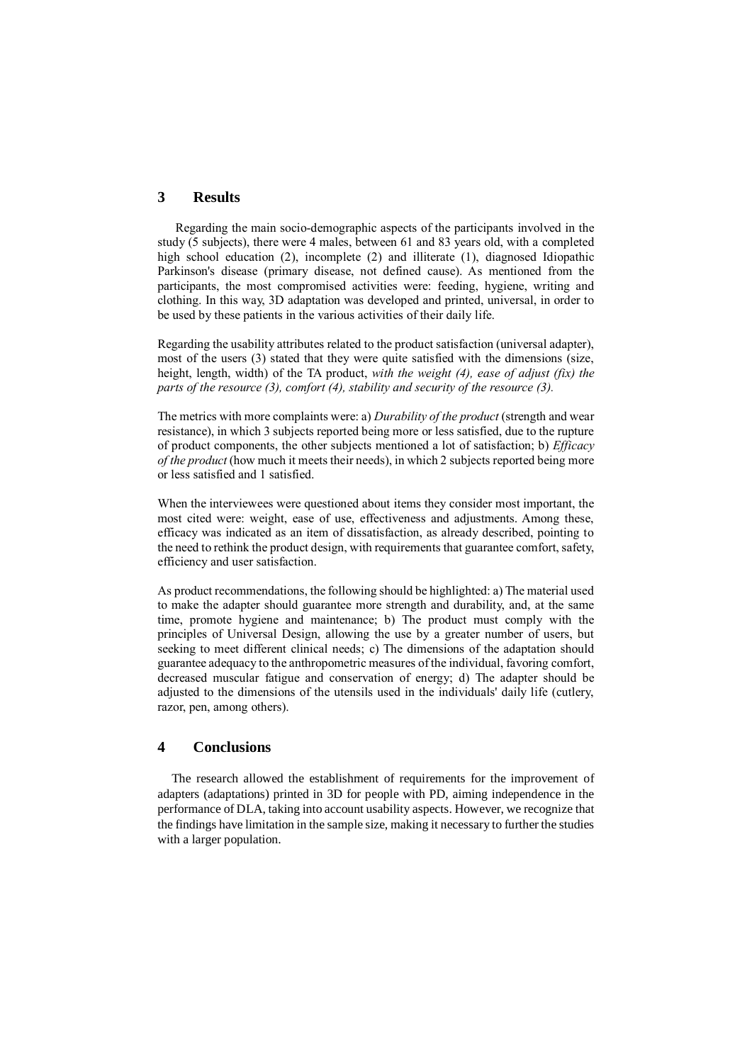## 3 Results

Regarding the main socio-demographic aspects of the participants involved in the study (5 subjects), there were 4 males, between 61 and 83 years old, with a completed high school education (2), incomplete (2) and illiterate (1), diagnosed Idiopathic Parkinson's disease (primary disease, not defined cause). As mentioned from the participants, the most compromised activities were: feeding, hygiene, writing and clothing. In this way, 3D adaptation was developed and printed, universal, in order to be used by these patients in the various activities of their daily life.

Regarding the usability attributes related to the product satisfaction (universal adapter), most of the users (3) stated that they were quite satisfied with the dimensions (size, height, length, width) of the TA product, *with the weight (4), ease of adjust (fix) the parts of the resource (3), comfort (4), stability and security of the resource (3).*

The metrics with more complaints were: a) *Durability of the product* (strength and wear resistance), in which 3 subjects reported being more or less satisfied, due to the rupture of product components, the other subjects mentioned a lot of satisfaction; b) *Efficacy of the product* (how much it meets their needs), in which 2 subjects reported being more or less satisfied and 1 satisfied.

When the interviewees were questioned about items they consider most important, the most cited were: weight, ease of use, effectiveness and adjustments. Among these, efficacy was indicated as an item of dissatisfaction, as already described, pointing to the need to rethink the product design, with requirements that guarantee comfort, safety, efficiency and user satisfaction.

As product recommendations, the following should be highlighted: a) The material used to make the adapter should guarantee more strength and durability, and, at the same time, promote hygiene and maintenance; b) The product must comply with the principles of Universal Design, allowing the use by a greater number of users, but seeking to meet different clinical needs; c) The dimensions of the adaptation should guarantee adequacy to the anthropometric measures of the individual, favoring comfort, decreased muscular fatigue and conservation of energy; d) The adapter should be adjusted to the dimensions of the utensils used in the individuals' daily life (cutlery, razor, pen, among others).

## 4 Conclusions

The research allowed the establishment of requirements for the improvement of adapters (adaptations) printed in 3D for people with PD, aiming independence in the performance of DLA, taking into account usability aspects. However, we recognize that the findings have limitation in the sample size, making it necessary to further the studies with a larger population.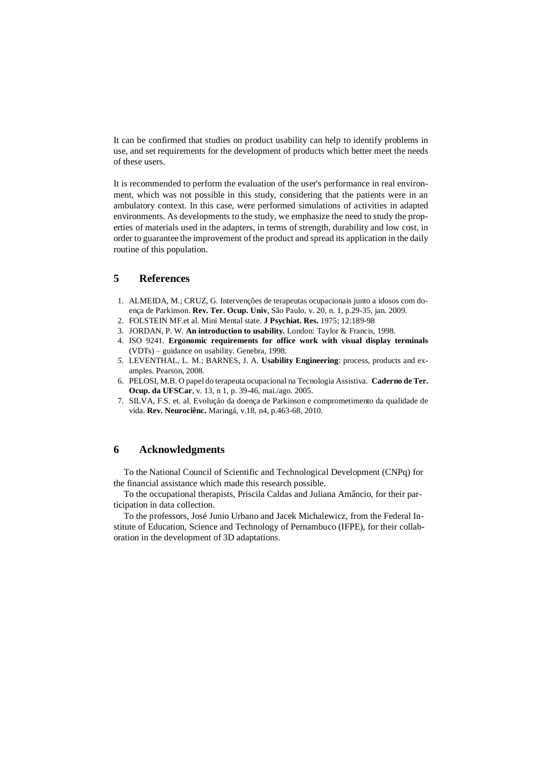It can be confirmed that studies on product usability can help to identify problems in use, and set requirements for the development of products which better meet the needs of these users.

It is recommended to perform the evaluation of the user's performance in real environment, which was not possible in this study, considering that the patients were in an ambulatory context. In this case, were performed simulations of activities in adapted environments. As developments to the study, we emphasize the need to study the properties of materials used in the adapters, in terms of strength, durability and low cost, in order to guarantee the improvement of the product and spread its application in the daily routine of this population.

## 5 References

1. ALMEIDA, M.; CRUZ, G. Intervenções de terapeutas ocupacionais junto a idosos com doença de Parkinson. **Rev. Ter. Ocup. Univ**, São Paulo, v. 20, n. 1, p.29-35, jan. 2009.
2. FOLSTEIN MF.et al. Mini Mental state. **J Psychiat. Res.** 1975; 12:189-98
3. JORDAN, P. W. **An introduction to usability.** London: Taylor & Francis, 1998.
4. ISO 9241. **Ergonomic requirements for office work with visual display terminals** (VDTs) – guidance on usability. Genebra, 1998.
5. LEVENTHAL, L. M.; BARNES, J. A. **Usability Engineering**: process, products and examples. Pearson, 2008.
6. PELOSI, M.B. O papel do terapeuta ocupacional na Tecnologia Assistiva. **Caderno de Ter. Ocup. da UFSCar**, v. 13, n 1, p. 39-46, mai./ago. 2005.
7. SILVA, F.S. et. al. Evolução da doença de Parkinson e comprometimento da qualidade de vida. **Rev. Neurociênc.** Maringá, v.18, n4, p.463-68, 2010.

## 6 Acknowledgments

To the National Council of Scientific and Technological Development (CNPq) for the financial assistance which made this research possible.

To the occupational therapists, Priscila Caldas and Juliana Amâncio, for their participation in data collection.

To the professors, José Junio Urbano and Jacek Michalewicz, from the Federal Institute of Education, Science and Technology of Pernambuco (IFPE), for their collaboration in the development of 3D adaptations.